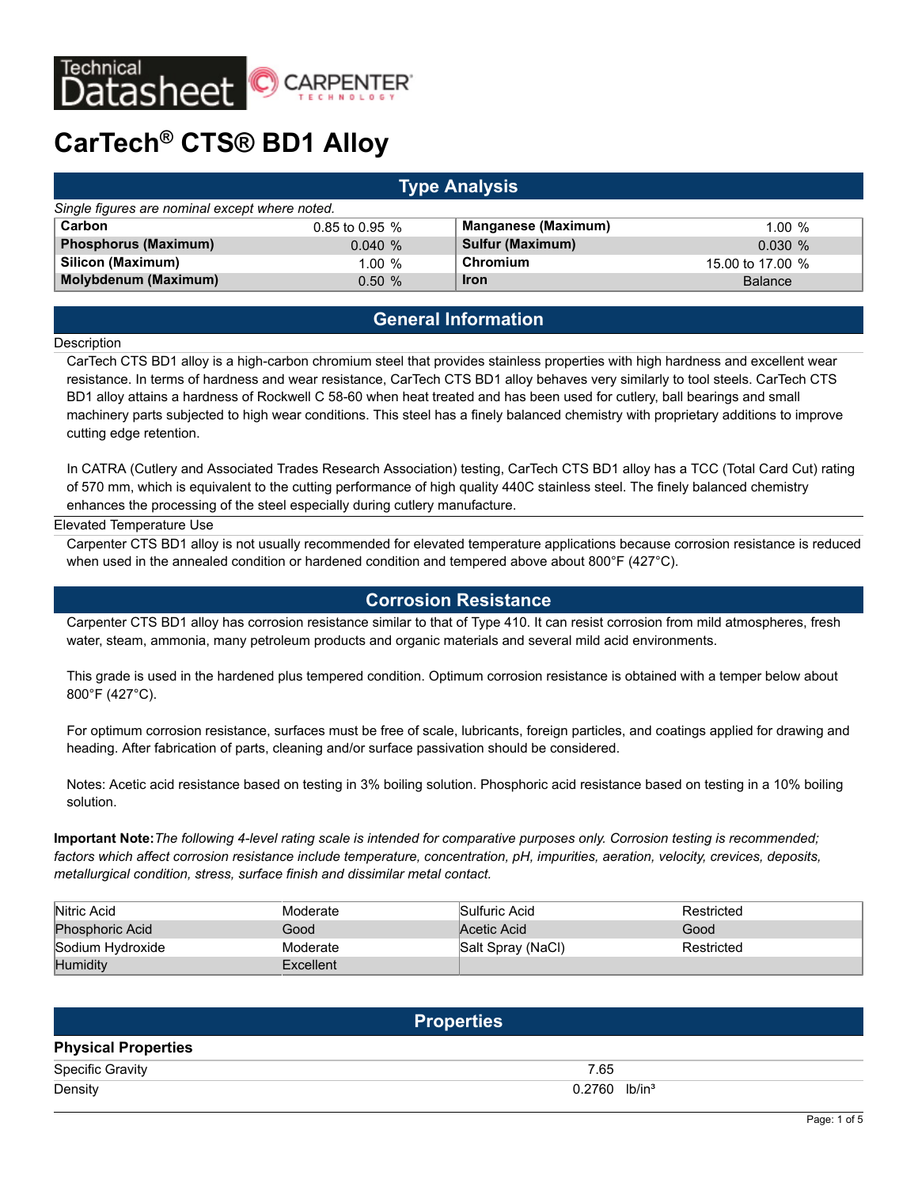# CarTech® CTS® BD1 Alloy

## Type Analysis

*Single figures are nominal except where noted.*

| | | | |
|---|---|---|---|
| **Carbon** | 0.85 to 0.95 % | **Manganese (Maximum)** | 1.00 % |
| **Phosphorus (Maximum)** | 0.040 % | **Sulfur (Maximum)** | 0.030 % |
| **Silicon (Maximum)** | 1.00 % | **Chromium** | 15.00 to 17.00 % |
| **Molybdenum (Maximum)** | 0.50 % | **Iron** | Balance |

## General Information

### Description

CarTech CTS BD1 alloy is a high-carbon chromium steel that provides stainless properties with high hardness and excellent wear resistance. In terms of hardness and wear resistance, CarTech CTS BD1 alloy behaves very similarly to tool steels. CarTech CTS BD1 alloy attains a hardness of Rockwell C 58-60 when heat treated and has been used for cutlery, ball bearings and small machinery parts subjected to high wear conditions. This steel has a finely balanced chemistry with proprietary additions to improve cutting edge retention.

In CATRA (Cutlery and Associated Trades Research Association) testing, CarTech CTS BD1 alloy has a TCC (Total Card Cut) rating of 570 mm, which is equivalent to the cutting performance of high quality 440C stainless steel. The finely balanced chemistry enhances the processing of the steel especially during cutlery manufacture.

### Elevated Temperature Use

Carpenter CTS BD1 alloy is not usually recommended for elevated temperature applications because corrosion resistance is reduced when used in the annealed condition or hardened condition and tempered above about 800°F (427°C).

## Corrosion Resistance

Carpenter CTS BD1 alloy has corrosion resistance similar to that of Type 410. It can resist corrosion from mild atmospheres, fresh water, steam, ammonia, many petroleum products and organic materials and several mild acid environments.

This grade is used in the hardened plus tempered condition. Optimum corrosion resistance is obtained with a temper below about 800°F (427°C).

For optimum corrosion resistance, surfaces must be free of scale, lubricants, foreign particles, and coatings applied for drawing and heading. After fabrication of parts, cleaning and/or surface passivation should be considered.

Notes: Acetic acid resistance based on testing in 3% boiling solution. Phosphoric acid resistance based on testing in a 10% boiling solution.

**Important Note:** *The following 4-level rating scale is intended for comparative purposes only. Corrosion testing is recommended; factors which affect corrosion resistance include temperature, concentration, pH, impurities, aeration, velocity, crevices, deposits, metallurgical condition, stress, surface finish and dissimilar metal contact.*

| | | | |
|---|---|---|---|
| Nitric Acid | Moderate | Sulfuric Acid | Restricted |
| Phosphoric Acid | Good | Acetic Acid | Good |
| Sodium Hydroxide | Moderate | Salt Spray (NaCl) | Restricted |
| Humidity | Excellent | | |

## Properties

### Physical Properties

| | |
|---|---|
| Specific Gravity | 7.65 |
| Density | 0.2760 lb/in³ |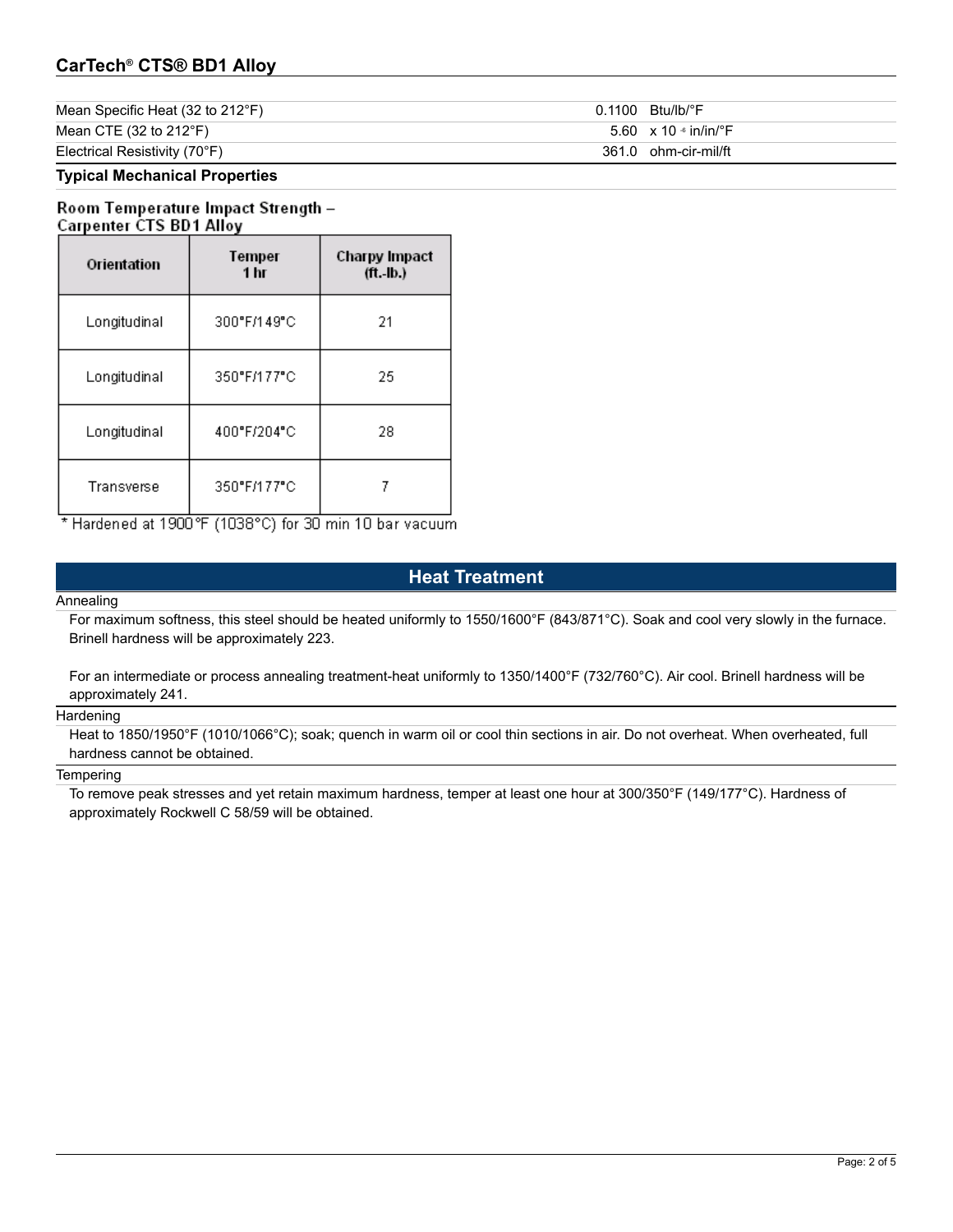| | | |
|---|---|---|
| Mean Specific Heat (32 to 212°F) | 0.1100 | Btu/lb/°F |
| Mean CTE (32 to 212°F) | 5.60 | x $10^{-6}$ in/in/°F |
| Electrical Resistivity (70°F) | 361.0 | ohm-cir-mil/ft |

## Typical Mechanical Properties

**Room Temperature Impact Strength – Carpenter CTS BD1 Alloy**

| Orientation | Temper 1 hr | Charpy Impact (ft.-lb.) |
|---|---|---|
| Longitudinal | 300°F/149°C | 21 |
| Longitudinal | 350°F/177°C | 25 |
| Longitudinal | 400°F/204°C | 28 |
| Transverse | 350°F/177°C | 7 |

* Hardened at 1900°F (1038°C) for 30 min 10 bar vacuum

## Heat Treatment

**Annealing**

For maximum softness, this steel should be heated uniformly to 1550/1600°F (843/871°C). Soak and cool very slowly in the furnace. Brinell hardness will be approximately 223.

For an intermediate or process annealing treatment-heat uniformly to 1350/1400°F (732/760°C). Air cool. Brinell hardness will be approximately 241.

**Hardening**

Heat to 1850/1950°F (1010/1066°C); soak; quench in warm oil or cool thin sections in air. Do not overheat. When overheated, full hardness cannot be obtained.

**Tempering**

To remove peak stresses and yet retain maximum hardness, temper at least one hour at 300/350°F (149/177°C). Hardness of approximately Rockwell C 58/59 will be obtained.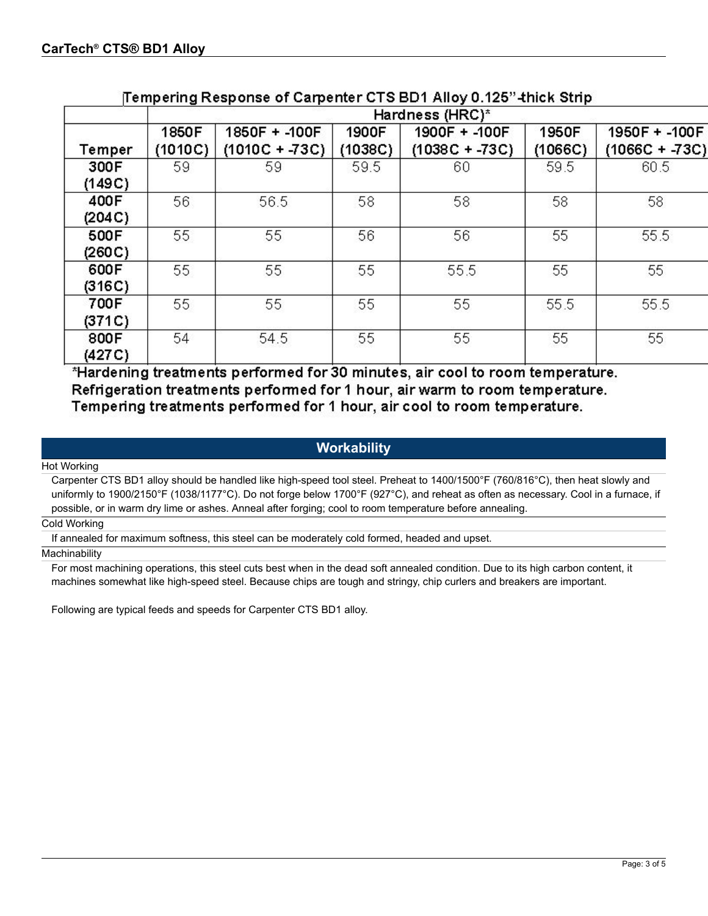Tempering Response of Carpenter CTS BD1 Alloy 0.125"-thick Strip

| | Hardness (HRC)* | | | | | |
|---|---|---|---|---|---|---|
| Temper | 1850F (1010C) | 1850F + -100F (1010C + -73C) | 1900F (1038C) | 1900F + -100F (1038C + -73C) | 1950F (1066C) | 1950F + -100F (1066C + -73C) |
| 300F (149C) | 59 | 59 | 59.5 | 60 | 59.5 | 60.5 |
| 400F (204C) | 56 | 56.5 | 58 | 58 | 58 | 58 |
| 500F (260C) | 55 | 55 | 56 | 56 | 55 | 55.5 |
| 600F (316C) | 55 | 55 | 55 | 55.5 | 55 | 55 |
| 700F (371C) | 55 | 55 | 55 | 55 | 55.5 | 55.5 |
| 800F (427C) | 54 | 54.5 | 55 | 55 | 55 | 55 |

*Hardening treatments performed for 30 minutes, air cool to room temperature.
Refrigeration treatments performed for 1 hour, air warm to room temperature.
Tempering treatments performed for 1 hour, air cool to room temperature.

## Workability

### Hot Working

Carpenter CTS BD1 alloy should be handled like high-speed tool steel. Preheat to 1400/1500°F (760/816°C), then heat slowly and uniformly to 1900/2150°F (1038/1177°C). Do not forge below 1700°F (927°C), and reheat as often as necessary. Cool in a furnace, if possible, or in warm dry lime or ashes. Anneal after forging; cool to room temperature before annealing.

### Cold Working

If annealed for maximum softness, this steel can be moderately cold formed, headed and upset.

### Machinability

For most machining operations, this steel cuts best when in the dead soft annealed condition. Due to its high carbon content, it machines somewhat like high-speed steel. Because chips are tough and stringy, chip curlers and breakers are important.

Following are typical feeds and speeds for Carpenter CTS BD1 alloy.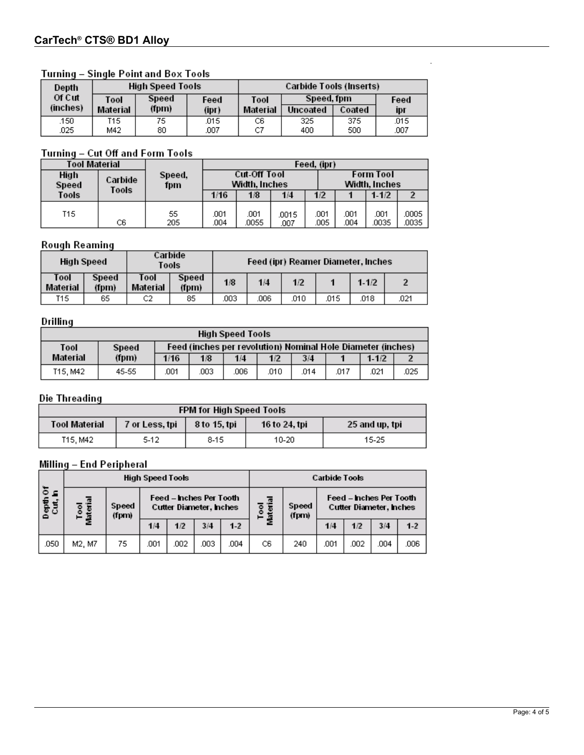## Turning – Single Point and Box Tools

| Depth Of Cut (inches) | High Speed Tools | | | Carbide Tools (Inserts) | | | |
|---|---|---|---|---|---|---|---|
| | Tool Material | Speed (fpm) | Feed (ipr) | Tool Material | Speed, fpm | | Feed ipr |
| | | | | | Uncoated | Coated | |
| .150 | T15 | 75 | .015 | C6 | 325 | 375 | .015 |
| .025 | M42 | 80 | .007 | C7 | 400 | 500 | .007 |

## Turning – Cut Off and Form Tools

| Tool Material | | Speed, fpm | Feed, (ipr) | | | | | | |
|---|---|---|---|---|---|---|---|---|---|
| High Speed Tools | Carbide Tools | | Cut-Off Tool Width, Inches | | | Form Tool Width, Inches | | | |
| | | | 1/16 | 1/8 | 1/4 | 1/2 | 1 | 1-1/2 | 2 |
| T15 | | 55 | .001 | .001 | .0015 | .001 | .001 | .001 | .0005 |
| | C6 | 205 | .004 | .0055 | .007 | .005 | .004 | .0035 | .0035 |

## Rough Reaming

| High Speed | | Carbide Tools | | Feed (ipr) Reamer Diameter, Inches | | | | | |
|---|---|---|---|---|---|---|---|---|---|
| Tool Material | Speed (fpm) | Tool Material | Speed (fpm) | 1/8 | 1/4 | 1/2 | 1 | 1-1/2 | 2 |
| T15 | 65 | C2 | 85 | .003 | .006 | .010 | .015 | .018 | .021 |

## Drilling

| High Speed Tools | | | | | | | | | |
|---|---|---|---|---|---|---|---|---|---|
| Tool Material | Speed (fpm) | Feed (inches per revolution) Nominal Hole Diameter (inches) | | | | | | | |
| | | 1/16 | 1/8 | 1/4 | 1/2 | 3/4 | 1 | 1-1/2 | 2 |
| T15, M42 | 45-55 | .001 | .003 | .006 | .010 | .014 | .017 | .021 | .025 |

## Die Threading

| FPM for High Speed Tools | | | | |
|---|---|---|---|---|
| Tool Material | 7 or Less, tpi | 8 to 15, tpi | 16 to 24, tpi | 25 and up, tpi |
| T15, M42 | 5-12 | 8-15 | 10-20 | 15-25 |

## Milling – End Peripheral

| Depth Of Cut, In | High Speed Tools | | | | | | Carbide Tools | | | | | |
|---|---|---|---|---|---|---|---|---|---|---|---|---|
| | Tool Material | Speed (fpm) | Feed – Inches Per Tooth Cutter Diameter, Inches | | | | Tool Material | Speed (fpm) | Feed – Inches Per Tooth Cutter Diameter, Inches | | | |
| | | | 1/4 | 1/2 | 3/4 | 1-2 | | | 1/4 | 1/2 | 3/4 | 1-2 |
| .050 | M2, M7 | 75 | .001 | .002 | .003 | .004 | C6 | 240 | .001 | .002 | .004 | .006 |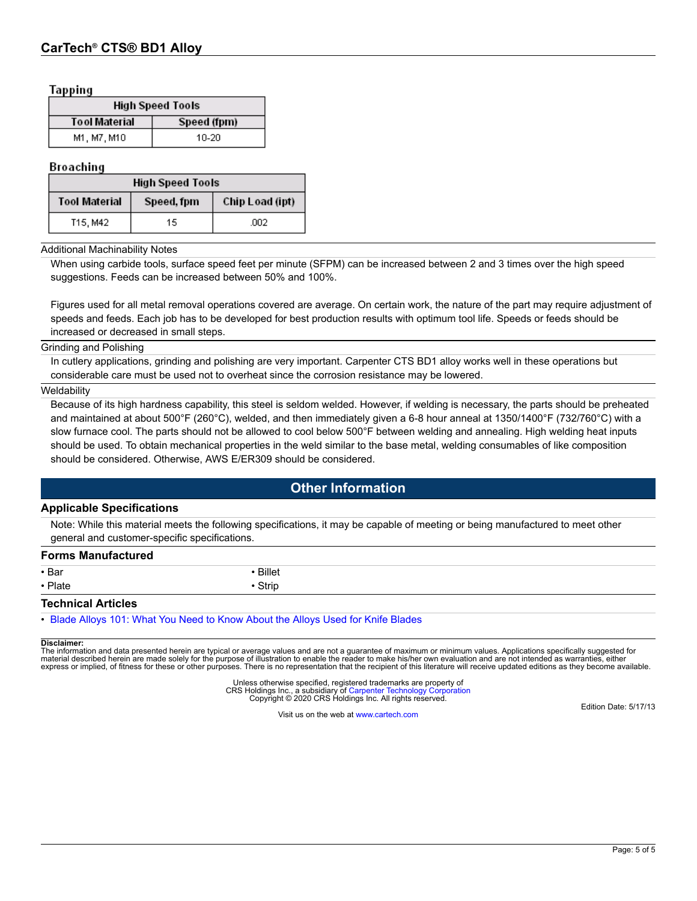### Tapping

| High Speed Tools | |
|---|---|
| Tool Material | Speed (fpm) |
| M1, M7, M10 | 10-20 |

### Broaching

| High Speed Tools | | |
|---|---|---|
| Tool Material | Speed, fpm | Chip Load (ipt) |
| T15, M42 | 15 | .002 |

**Additional Machinability Notes**

When using carbide tools, surface speed feet per minute (SFPM) can be increased between 2 and 3 times over the high speed suggestions. Feeds can be increased between 50% and 100%.

Figures used for all metal removal operations covered are average. On certain work, the nature of the part may require adjustment of speeds and feeds. Each job has to be developed for best production results with optimum tool life. Speeds or feeds should be increased or decreased in small steps.

**Grinding and Polishing**

In cutlery applications, grinding and polishing are very important. Carpenter CTS BD1 alloy works well in these operations but considerable care must be used not to overheat since the corrosion resistance may be lowered.

**Weldability**

Because of its high hardness capability, this steel is seldom welded. However, if welding is necessary, the parts should be preheated and maintained at about 500°F (260°C), welded, and then immediately given a 6-8 hour anneal at 1350/1400°F (732/760°C) with a slow furnace cool. The parts should not be allowed to cool below 500°F between welding and annealing. High welding heat inputs should be used. To obtain mechanical properties in the weld similar to the base metal, welding consumables of like composition should be considered. Otherwise, AWS E/ER309 should be considered.

## Other Information

### Applicable Specifications

Note: While this material meets the following specifications, it may be capable of meeting or being manufactured to meet other general and customer-specific specifications.

### Forms Manufactured

- Bar
- Billet
- Plate
- Strip

### Technical Articles

- Blade Alloys 101: What You Need to Know About the Alloys Used for Knife Blades

**Disclaimer:**
The information and data presented herein are typical or average values and are not a guarantee of maximum or minimum values. Applications specifically suggested for material described herein are made solely for the purpose of illustration to enable the reader to make his/her own evaluation and are not intended as warranties, either express or implied, of fitness for these or other purposes. There is no representation that the recipient of this literature will receive updated editions as they become available.

Unless otherwise specified, registered trademarks are property of CRS Holdings Inc., a subsidiary of Carpenter Technology Corporation
Copyright © 2020 CRS Holdings Inc. All rights reserved.

Edition Date: 5/17/13

Visit us on the web at www.cartech.com